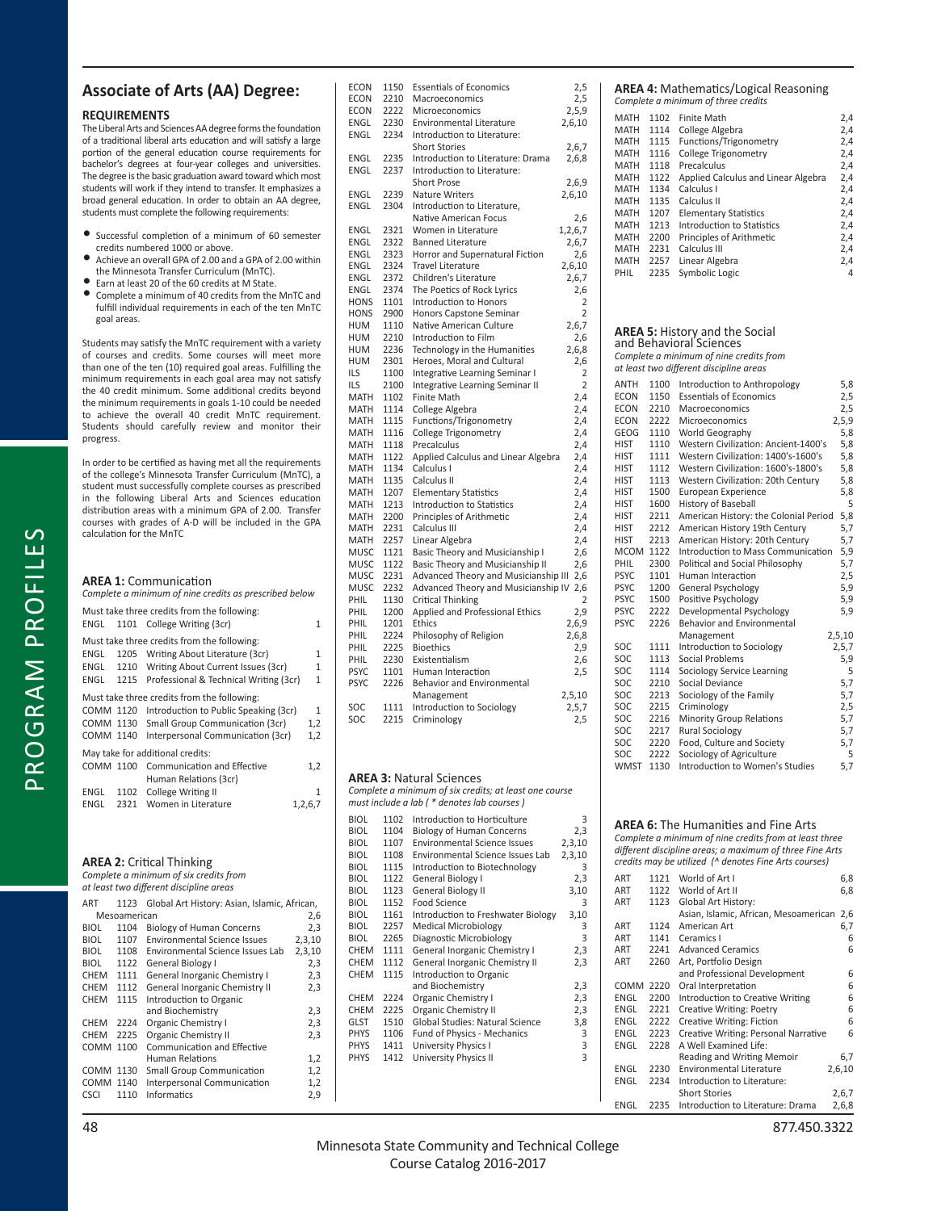## Associate of Arts (AA) Degree:

### REQUIREMENTS

The Liberal Arts and Sciences AA degree forms the foundation of a traditional liberal arts education and will satisfy a large portion of the general education course requirements for bachelor's degrees at four-year colleges and universities. The degree is the basic graduation award toward which most students will work if they intend to transfer. It emphasizes a broad general education. In order to obtain an AA degree, students must complete the following requirements:

- Successful completion of a minimum of 60 semester credits numbered 1000 or above.
- Achieve an overall GPA of 2.00 and a GPA of 2.00 within the Minnesota Transfer Curriculum (MnTC).
- Earn at least 20 of the 60 credits at M State.
- Complete a minimum of 40 credits from the MnTC and fulfill individual requirements in each of the ten MnTC goal areas.

Students may satisfy the MnTC requirement with a variety of courses and credits. Some courses will meet more than one of the ten (10) required goal areas. Fulfilling the minimum requirements in each goal area may not satisfy the 40 credit minimum. Some additional credits beyond the minimum requirements in goals 1-10 could be needed to achieve the overall 40 credit MnTC requirement. Students should carefully review and monitor their progress.

In order to be certified as having met all the requirements of the college's Minnesota Transfer Curriculum (MnTC), a student must successfully complete courses as prescribed in the following Liberal Arts and Sciences education distribution areas with a minimum GPA of 2.00. Transfer courses with grades of A-D will be included in the GPA calculation for the MnTC

### AREA 1: Communication

*Complete a minimum of nine credits as prescribed below*

Must take three credits from the following:

| | | | |
|---|---|---|---|
| ENGL | 1101 | College Writing (3cr) | 1 |

Must take three credits from the following:

| | | | |
|---|---|---|---|
| ENGL | 1205 | Writing About Literature (3cr) | 1 |
| ENGL | 1210 | Writing About Current Issues (3cr) | 1 |
| ENGL | 1215 | Professional & Technical Writing (3cr) | 1 |

Must take three credits from the following:

| | | | |
|---|---|---|---|
| COMM | 1120 | Introduction to Public Speaking (3cr) | 1 |
| COMM | 1130 | Small Group Communication (3cr) | 1,2 |
| COMM | 1140 | Interpersonal Communication (3cr) | 1,2 |

May take for additional credits:

| | | | |
|---|---|---|---|
| COMM | 1100 | Communication and Effective Human Relations (3cr) | 1,2 |
| ENGL | 1102 | College Writing II | 1 |
| ENGL | 2321 | Women in Literature | 1,2,6,7 |

### AREA 2: Critical Thinking

*Complete a minimum of six credits from at least two different discipline areas*

| | | | |
|---|---|---|---|
| ART | 1123 | Global Art History: Asian, Islamic, African, Mesoamerican | 2,6 |
| BIOL | 1104 | Biology of Human Concerns | 2,3 |
| BIOL | 1107 | Environmental Science Issues | 2,3,10 |
| BIOL | 1108 | Environmental Science Issues Lab | 2,3,10 |
| BIOL | 1122 | General Biology I | 2,3 |
| CHEM | 1111 | General Inorganic Chemistry I | 2,3 |
| CHEM | 1112 | General Inorganic Chemistry II | 2,3 |
| CHEM | 1115 | Introduction to Organic and Biochemistry | 2,3 |
| CHEM | 2224 | Organic Chemistry I | 2,3 |
| CHEM | 2225 | Organic Chemistry II | 2,3 |
| COMM | 1100 | Communication and Effective Human Relations | 1,2 |
| COMM | 1130 | Small Group Communication | 1,2 |
| COMM | 1140 | Interpersonal Communication | 1,2 |
| CSCI | 1110 | Informatics | 2,9 |
| ECON | 1150 | Essentials of Economics | 2,5 |
| ECON | 2210 | Macroeconomics | 2,5 |
| ECON | 2222 | Microeconomics | 2,5,9 |
| ENGL | 2230 | Environmental Literature | 2,6,10 |
| ENGL | 2234 | Introduction to Literature: Short Stories | 2,6,7 |
| ENGL | 2235 | Introduction to Literature: Drama | 2,6,8 |
| ENGL | 2237 | Introduction to Literature: Short Prose | 2,6,9 |
| ENGL | 2239 | Nature Writers | 2,6,10 |
| ENGL | 2304 | Introduction to Literature, Native American Focus | 2,6 |
| ENGL | 2321 | Women in Literature | 1,2,6,7 |
| ENGL | 2322 | Banned Literature | 2,6,7 |
| ENGL | 2323 | Horror and Supernatural Fiction | 2,6 |
| ENGL | 2324 | Travel Literature | 2,6,10 |
| ENGL | 2372 | Children's Literature | 2,6,7 |
| ENGL | 2374 | The Poetics of Rock Lyrics | 2,6 |
| HONS | 1101 | Introduction to Honors | 2 |
| HONS | 2900 | Honors Capstone Seminar | 2 |
| HUM | 1110 | Native American Culture | 2,6,7 |
| HUM | 2210 | Introduction to Film | 2,6 |
| HUM | 2236 | Technology in the Humanities | 2,6,8 |
| HUM | 2301 | Heroes, Moral and Cultural | 2,6 |
| ILS | 1100 | Integrative Learning Seminar I | 2 |
| ILS | 2100 | Integrative Learning Seminar II | 2 |
| MATH | 1102 | Finite Math | 2,4 |
| MATH | 1114 | College Algebra | 2,4 |
| MATH | 1115 | Functions/Trigonometry | 2,4 |
| MATH | 1116 | College Trigonometry | 2,4 |
| MATH | 1118 | Precalculus | 2,4 |
| MATH | 1122 | Applied Calculus and Linear Algebra | 2,4 |
| MATH | 1134 | Calculus I | 2,4 |
| MATH | 1135 | Calculus II | 2,4 |
| MATH | 1207 | Elementary Statistics | 2,4 |
| MATH | 1213 | Introduction to Statistics | 2,4 |
| MATH | 2200 | Principles of Arithmetic | 2,4 |
| MATH | 2231 | Calculus III | 2,4 |
| MATH | 2257 | Linear Algebra | 2,4 |
| MUSC | 1121 | Basic Theory and Musicianship I | 2,6 |
| MUSC | 1122 | Basic Theory and Musicianship II | 2,6 |
| MUSC | 2231 | Advanced Theory and Musicianship III | 2,6 |
| MUSC | 2232 | Advanced Theory and Musicianship IV | 2,6 |
| PHIL | 1130 | Critical Thinking | 2 |
| PHIL | 1200 | Applied and Professional Ethics | 2,9 |
| PHIL | 1201 | Ethics | 2,6,9 |
| PHIL | 2224 | Philosophy of Religion | 2,6,8 |
| PHIL | 2225 | Bioethics | 2,9 |
| PHIL | 2230 | Existentialism | 2,6 |
| PSYC | 1101 | Human Interaction | 2,5 |
| PSYC | 2226 | Behavior and Environmental Management | 2,5,10 |
| SOC | 1111 | Introduction to Sociology | 2,5,7 |
| SOC | 2215 | Criminology | 2,5 |

### AREA 3: Natural Sciences

*Complete a minimum of six credits; at least one course must include a lab ( \* denotes lab courses )*

| | | | |
|---|---|---|---|
| BIOL | 1102 | Introduction to Horticulture | 3 |
| BIOL | 1104 | Biology of Human Concerns | 2,3 |
| BIOL | 1107 | Environmental Science Issues | 2,3,10 |
| BIOL | 1108 | Environmental Science Issues Lab | 2,3,10 |
| BIOL | 1115 | Introduction to Biotechnology | 3 |
| BIOL | 1122 | General Biology I | 2,3 |
| BIOL | 1123 | General Biology II | 3,10 |
| BIOL | 1152 | Food Science | 3 |
| BIOL | 1161 | Introduction to Freshwater Biology | 3,10 |
| BIOL | 2257 | Medical Microbiology | 3 |
| BIOL | 2265 | Diagnostic Microbiology | 3 |
| CHEM | 1111 | General Inorganic Chemistry I | 2,3 |
| CHEM | 1112 | General Inorganic Chemistry II | 2,3 |
| CHEM | 1115 | Introduction to Organic and Biochemistry | 2,3 |
| CHEM | 2224 | Organic Chemistry I | 2,3 |
| CHEM | 2225 | Organic Chemistry II | 2,3 |
| GLST | 1510 | Global Studies: Natural Science | 3,8 |
| PHYS | 1106 | Fund of Physics - Mechanics | 3 |
| PHYS | 1411 | University Physics I | 3 |
| PHYS | 1412 | University Physics II | 3 |

### AREA 4: Mathematics/Logical Reasoning

*Complete a minimum of three credits*

| | | | |
|---|---|---|---|
| MATH | 1102 | Finite Math | 2,4 |
| MATH | 1114 | College Algebra | 2,4 |
| MATH | 1115 | Functions/Trigonometry | 2,4 |
| MATH | 1116 | College Trigonometry | 2,4 |
| MATH | 1118 | Precalculus | 2,4 |
| MATH | 1122 | Applied Calculus and Linear Algebra | 2,4 |
| MATH | 1134 | Calculus I | 2,4 |
| MATH | 1135 | Calculus II | 2,4 |
| MATH | 1207 | Elementary Statistics | 2,4 |
| MATH | 1213 | Introduction to Statistics | 2,4 |
| MATH | 2200 | Principles of Arithmetic | 2,4 |
| MATH | 2231 | Calculus III | 2,4 |
| MATH | 2257 | Linear Algebra | 2,4 |
| PHIL | 2235 | Symbolic Logic | 4 |

### AREA 5: History and the Social and Behavioral Sciences

*Complete a minimum of nine credits from at least two different discipline areas*

| | | | |
|---|---|---|---|
| ANTH | 1100 | Introduction to Anthropology | 5,8 |
| ECON | 1150 | Essentials of Economics | 2,5 |
| ECON | 2210 | Macroeconomics | 2,5 |
| ECON | 2222 | Microeconomics | 2,5,9 |
| GEOG | 1110 | World Geography | 5,8 |
| HIST | 1110 | Western Civilization: Ancient-1400's | 5,8 |
| HIST | 1111 | Western Civilization: 1400's-1600's | 5,8 |
| HIST | 1112 | Western Civilization: 1600's-1800's | 5,8 |
| HIST | 1113 | Western Civilization: 20th Century | 5,8 |
| HIST | 1500 | European Experience | 5,8 |
| HIST | 1600 | History of Baseball | 5 |
| HIST | 2211 | American History: the Colonial Period | 5,8 |
| HIST | 2212 | American History 19th Century | 5,7 |
| HIST | 2213 | American History: 20th Century | 5,7 |
| MCOM | 1122 | Introduction to Mass Communication | 5,9 |
| PHIL | 2300 | Political and Social Philosophy | 5,7 |
| PSYC | 1101 | Human Interaction | 2,5 |
| PSYC | 1200 | General Psychology | 5,9 |
| PSYC | 1500 | Positive Psychology | 5,9 |
| PSYC | 2222 | Developmental Psychology | 5,9 |
| PSYC | 2226 | Behavior and Environmental Management | 2,5,10 |
| SOC | 1111 | Introduction to Sociology | 2,5,7 |
| SOC | 1113 | Social Problems | 5,9 |
| SOC | 1114 | Sociology Service Learning | 5 |
| SOC | 2210 | Social Deviance | 5,7 |
| SOC | 2213 | Sociology of the Family | 5,7 |
| SOC | 2215 | Criminology | 2,5 |
| SOC | 2216 | Minority Group Relations | 5,7 |
| SOC | 2217 | Rural Sociology | 5,7 |
| SOC | 2220 | Food, Culture and Society | 5,7 |
| SOC | 2222 | Sociology of Agriculture | 5 |
| WMST | 1130 | Introduction to Women's Studies | 5,7 |

### AREA 6: The Humanities and Fine Arts

*Complete a minimum of nine credits from at least three different discipline areas; a maximum of three Fine Arts credits may be utilized (^ denotes Fine Arts courses)*

| | | | |
|---|---|---|---|
| ART | 1121 | World of Art I | 6,8 |
| ART | 1122 | World of Art II | 6,8 |
| ART | 1123 | Global Art History: Asian, Islamic, African, Mesoamerican | 2,6 |
| ART | 1124 | American Art | 6,7 |
| ART | 1141 | Ceramics I | 6 |
| ART | 2241 | Advanced Ceramics | 6 |
| ART | 2260 | Art, Portfolio Design and Professional Development | 6 |
| COMM | 2220 | Oral Interpretation | 6 |
| ENGL | 2200 | Introduction to Creative Writing | 6 |
| ENGL | 2221 | Creative Writing: Poetry | 6 |
| ENGL | 2222 | Creative Writing: Fiction | 6 |
| ENGL | 2223 | Creative Writing: Personal Narrative | 6 |
| ENGL | 2228 | A Well Examined Life: Reading and Writing Memoir | 6,7 |
| ENGL | 2230 | Environmental Literature | 2,6,10 |
| ENGL | 2234 | Introduction to Literature: Short Stories | 2,6,7 |
| ENGL | 2235 | Introduction to Literature: Drama | 2,6,8 |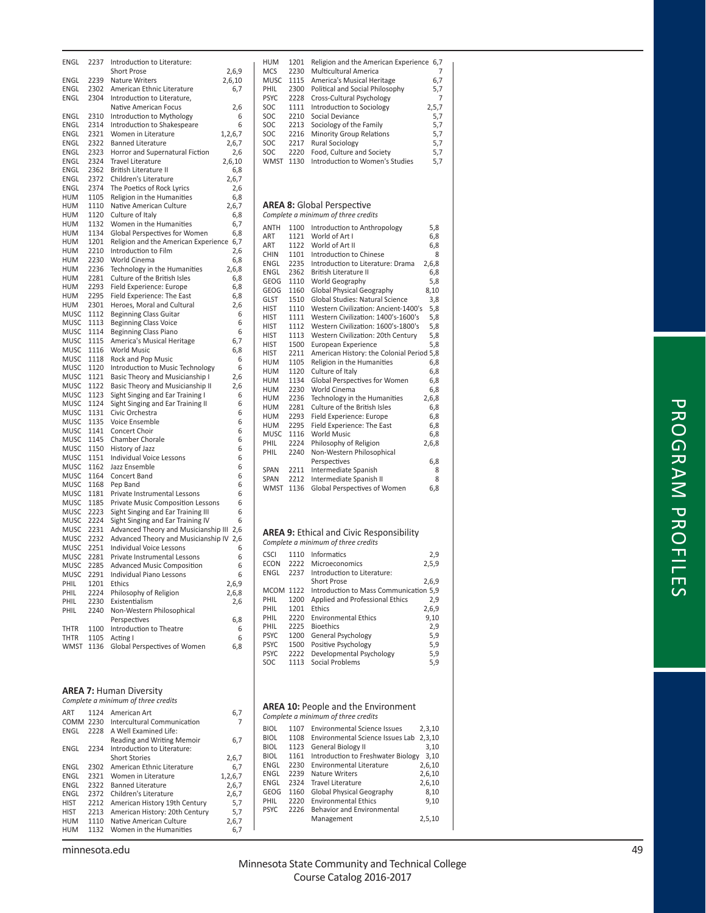| | | | |
|---|---|---|---|
| ENGL | 2237 | Introduction to Literature: Short Prose | 2,6,9 |
| ENGL | 2239 | Nature Writers | 2,6,10 |
| ENGL | 2302 | American Ethnic Literature | 6,7 |
| ENGL | 2304 | Introduction to Literature, Native American Focus | 2,6 |
| ENGL | 2310 | Introduction to Mythology | 6 |
| ENGL | 2314 | Introduction to Shakespeare | 6 |
| ENGL | 2321 | Women in Literature | 1,2,6,7 |
| ENGL | 2322 | Banned Literature | 2,6,7 |
| ENGL | 2323 | Horror and Supernatural Fiction | 2,6 |
| ENGL | 2324 | Travel Literature | 2,6,10 |
| ENGL | 2362 | British Literature II | 6,8 |
| ENGL | 2372 | Children's Literature | 2,6,7 |
| ENGL | 2374 | The Poetics of Rock Lyrics | 2,6 |
| HUM | 1105 | Religion in the Humanities | 6,8 |
| HUM | 1110 | Native American Culture | 2,6,7 |
| HUM | 1120 | Culture of Italy | 6,8 |
| HUM | 1132 | Women in the Humanities | 6,7 |
| HUM | 1134 | Global Perspectives for Women | 6,8 |
| HUM | 1201 | Religion and the American Experience | 6,7 |
| HUM | 2210 | Introduction to Film | 2,6 |
| HUM | 2230 | World Cinema | 6,8 |
| HUM | 2236 | Technology in the Humanities | 2,6,8 |
| HUM | 2281 | Culture of the British Isles | 6,8 |
| HUM | 2293 | Field Experience: Europe | 6,8 |
| HUM | 2295 | Field Experience: The East | 6,8 |
| HUM | 2301 | Heroes, Moral and Cultural | 2,6 |
| MUSC | 1112 | Beginning Class Guitar | 6 |
| MUSC | 1113 | Beginning Class Voice | 6 |
| MUSC | 1114 | Beginning Class Piano | 6 |
| MUSC | 1115 | America's Musical Heritage | 6,7 |
| MUSC | 1116 | World Music | 6,8 |
| MUSC | 1118 | Rock and Pop Music | 6 |
| MUSC | 1120 | Introduction to Music Technology | 6 |
| MUSC | 1121 | Basic Theory and Musicianship I | 2,6 |
| MUSC | 1122 | Basic Theory and Musicianship II | 2,6 |
| MUSC | 1123 | Sight Singing and Ear Training I | 6 |
| MUSC | 1124 | Sight Singing and Ear Training II | 6 |
| MUSC | 1131 | Civic Orchestra | 6 |
| MUSC | 1135 | Voice Ensemble | 6 |
| MUSC | 1141 | Concert Choir | 6 |
| MUSC | 1145 | Chamber Chorale | 6 |
| MUSC | 1150 | History of Jazz | 6 |
| MUSC | 1151 | Individual Voice Lessons | 6 |
| MUSC | 1162 | Jazz Ensemble | 6 |
| MUSC | 1164 | Concert Band | 6 |
| MUSC | 1168 | Pep Band | 6 |
| MUSC | 1181 | Private Instrumental Lessons | 6 |
| MUSC | 1185 | Private Music Composition Lessons | 6 |
| MUSC | 2223 | Sight Singing and Ear Training III | 6 |
| MUSC | 2224 | Sight Singing and Ear Training IV | 6 |
| MUSC | 2231 | Advanced Theory and Musicianship III | 2,6 |
| MUSC | 2232 | Advanced Theory and Musicianship IV | 2,6 |
| MUSC | 2251 | Individual Voice Lessons | 6 |
| MUSC | 2281 | Private Instrumental Lessons | 6 |
| MUSC | 2285 | Advanced Music Composition | 6 |
| MUSC | 2291 | Individual Piano Lessons | 6 |
| PHIL | 1201 | Ethics | 2,6,9 |
| PHIL | 2224 | Philosophy of Religion | 2,6,8 |
| PHIL | 2230 | Existentialism | 2,6 |
| PHIL | 2240 | Non-Western Philosophical Perspectives | 6,8 |
| THTR | 1100 | Introduction to Theatre | 6 |
| THTR | 1105 | Acting I | 6 |
| WMST | 1136 | Global Perspectives of Women | 6,8 |

**AREA 7:** Human Diversity

*Complete a minimum of three credits*

| | | | |
|---|---|---|---|
| ART | 1124 | American Art | 6,7 |
| COMM | 2230 | Intercultural Communication | 7 |
| ENGL | 2228 | A Well Examined Life: Reading and Writing Memoir | 6,7 |
| ENGL | 2234 | Introduction to Literature: Short Stories | 2,6,7 |
| ENGL | 2302 | American Ethnic Literature | 6,7 |
| ENGL | 2321 | Women in Literature | 1,2,6,7 |
| ENGL | 2322 | Banned Literature | 2,6,7 |
| ENGL | 2372 | Children's Literature | 2,6,7 |
| HIST | 2212 | American History 19th Century | 5,7 |
| HIST | 2213 | American History: 20th Century | 5,7 |
| HUM | 1110 | Native American Culture | 2,6,7 |
| HUM | 1132 | Women in the Humanities | 6,7 |
| HUM | 1201 | Religion and the American Experience | 6,7 |
| MCS | 2230 | Multicultural America | 7 |
| MUSC | 1115 | America's Musical Heritage | 6,7 |
| PHIL | 2300 | Political and Social Philosophy | 5,7 |
| PSYC | 2228 | Cross-Cultural Psychology | 7 |
| SOC | 1111 | Introduction to Sociology | 2,5,7 |
| SOC | 2210 | Social Deviance | 5,7 |
| SOC | 2213 | Sociology of the Family | 5,7 |
| SOC | 2216 | Minority Group Relations | 5,7 |
| SOC | 2217 | Rural Sociology | 5,7 |
| SOC | 2220 | Food, Culture and Society | 5,7 |
| WMST | 1130 | Introduction to Women's Studies | 5,7 |

**AREA 8:** Global Perspective

*Complete a minimum of three credits*

| | | | |
|---|---|---|---|
| ANTH | 1100 | Introduction to Anthropology | 5,8 |
| ART | 1121 | World of Art I | 6,8 |
| ART | 1122 | World of Art II | 6,8 |
| CHIN | 1101 | Introduction to Chinese | 8 |
| ENGL | 2235 | Introduction to Literature: Drama | 2,6,8 |
| ENGL | 2362 | British Literature II | 6,8 |
| GEOG | 1110 | World Geography | 5,8 |
| GEOG | 1160 | Global Physical Geography | 8,10 |
| GLST | 1510 | Global Studies: Natural Science | 3,8 |
| HIST | 1110 | Western Civilization: Ancient-1400's | 5,8 |
| HIST | 1111 | Western Civilization: 1400's-1600's | 5,8 |
| HIST | 1112 | Western Civilization: 1600's-1800's | 5,8 |
| HIST | 1113 | Western Civilization: 20th Century | 5,8 |
| HIST | 1500 | European Experience | 5,8 |
| HIST | 2211 | American History: the Colonial Period | 5,8 |
| HUM | 1105 | Religion in the Humanities | 6,8 |
| HUM | 1120 | Culture of Italy | 6,8 |
| HUM | 1134 | Global Perspectives for Women | 6,8 |
| HUM | 2230 | World Cinema | 6,8 |
| HUM | 2236 | Technology in the Humanities | 2,6,8 |
| HUM | 2281 | Culture of the British Isles | 6,8 |
| HUM | 2293 | Field Experience: Europe | 6,8 |
| HUM | 2295 | Field Experience: The East | 6,8 |
| MUSC | 1116 | World Music | 6,8 |
| PHIL | 2224 | Philosophy of Religion | 2,6,8 |
| PHIL | 2240 | Non-Western Philosophical Perspectives | 6,8 |
| SPAN | 2211 | Intermediate Spanish | 8 |
| SPAN | 2212 | Intermediate Spanish II | 8 |
| WMST | 1136 | Global Perspectives of Women | 6,8 |

**AREA 9:** Ethical and Civic Responsibility

*Complete a minimum of three credits*

| | | | |
|---|---|---|---|
| CSCI | 1110 | Informatics | 2,9 |
| ECON | 2222 | Microeconomics | 2,5,9 |
| ENGL | 2237 | Introduction to Literature: Short Prose | 2,6,9 |
| MCOM | 1122 | Introduction to Mass Communication | 5,9 |
| PHIL | 1200 | Applied and Professional Ethics | 2,9 |
| PHIL | 1201 | Ethics | 2,6,9 |
| PHIL | 2220 | Environmental Ethics | 9,10 |
| PHIL | 2225 | Bioethics | 2,9 |
| PSYC | 1200 | General Psychology | 5,9 |
| PSYC | 1500 | Positive Psychology | 5,9 |
| PSYC | 2222 | Developmental Psychology | 5,9 |
| SOC | 1113 | Social Problems | 5,9 |

**AREA 10:** People and the Environment

*Complete a minimum of three credits*

| | | | |
|---|---|---|---|
| BIOL | 1107 | Environmental Science Issues | 2,3,10 |
| BIOL | 1108 | Environmental Science Issues Lab | 2,3,10 |
| BIOL | 1123 | General Biology II | 3,10 |
| BIOL | 1161 | Introduction to Freshwater Biology | 3,10 |
| ENGL | 2230 | Environmental Literature | 2,6,10 |
| ENGL | 2239 | Nature Writers | 2,6,10 |
| ENGL | 2324 | Travel Literature | 2,6,10 |
| GEOG | 1160 | Global Physical Geography | 8,10 |
| PHIL | 2220 | Environmental Ethics | 9,10 |
| PSYC | 2226 | Behavior and Environmental Management | 2,5,10 |